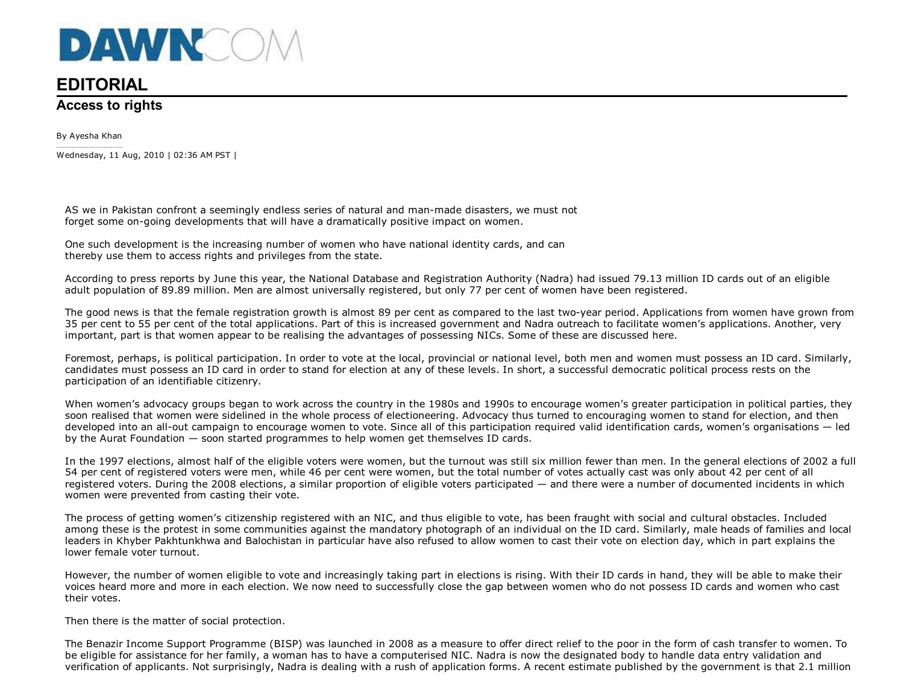DAWN.COM

# EDITORIAL

## Access to rights

By Ayesha Khan

Wednesday, 11 Aug, 2010 | 02:36 AM PST |

AS we in Pakistan confront a seemingly endless series of natural and man-made disasters, we must not forget some on-going developments that will have a dramatically positive impact on women.

One such development is the increasing number of women who have national identity cards, and can thereby use them to access rights and privileges from the state.

According to press reports by June this year, the National Database and Registration Authority (Nadra) had issued 79.13 million ID cards out of an eligible adult population of 89.89 million. Men are almost universally registered, but only 77 per cent of women have been registered.

The good news is that the female registration growth is almost 89 per cent as compared to the last two-year period. Applications from women have grown from 35 per cent to 55 per cent of the total applications. Part of this is increased government and Nadra outreach to facilitate women's applications. Another, very important, part is that women appear to be realising the advantages of possessing NICs. Some of these are discussed here.

Foremost, perhaps, is political participation. In order to vote at the local, provincial or national level, both men and women must possess an ID card. Similarly, candidates must possess an ID card in order to stand for election at any of these levels. In short, a successful democratic political process rests on the participation of an identifiable citizenry.

When women's advocacy groups began to work across the country in the 1980s and 1990s to encourage women's greater participation in political parties, they soon realised that women were sidelined in the whole process of electioneering. Advocacy thus turned to encouraging women to stand for election, and then developed into an all-out campaign to encourage women to vote. Since all of this participation required valid identification cards, women's organisations — led by the Aurat Foundation — soon started programmes to help women get themselves ID cards.

In the 1997 elections, almost half of the eligible voters were women, but the turnout was still six million fewer than men. In the general elections of 2002 a full 54 per cent of registered voters were men, while 46 per cent were women, but the total number of votes actually cast was only about 42 per cent of all registered voters. During the 2008 elections, a similar proportion of eligible voters participated — and there were a number of documented incidents in which women were prevented from casting their vote.

The process of getting women's citizenship registered with an NIC, and thus eligible to vote, has been fraught with social and cultural obstacles. Included among these is the protest in some communities against the mandatory photograph of an individual on the ID card. Similarly, male heads of families and local leaders in Khyber Pakhtunkhwa and Balochistan in particular have also refused to allow women to cast their vote on election day, which in part explains the lower female voter turnout.

However, the number of women eligible to vote and increasingly taking part in elections is rising. With their ID cards in hand, they will be able to make their voices heard more and more in each election. We now need to successfully close the gap between women who do not possess ID cards and women who cast their votes.

Then there is the matter of social protection.

The Benazir Income Support Programme (BISP) was launched in 2008 as a measure to offer direct relief to the poor in the form of cash transfer to women. To be eligible for assistance for her family, a woman has to have a computerised NIC. Nadra is now the designated body to handle data entry validation and verification of applicants. Not surprisingly, Nadra is dealing with a rush of application forms. A recent estimate published by the government is that 2.1 million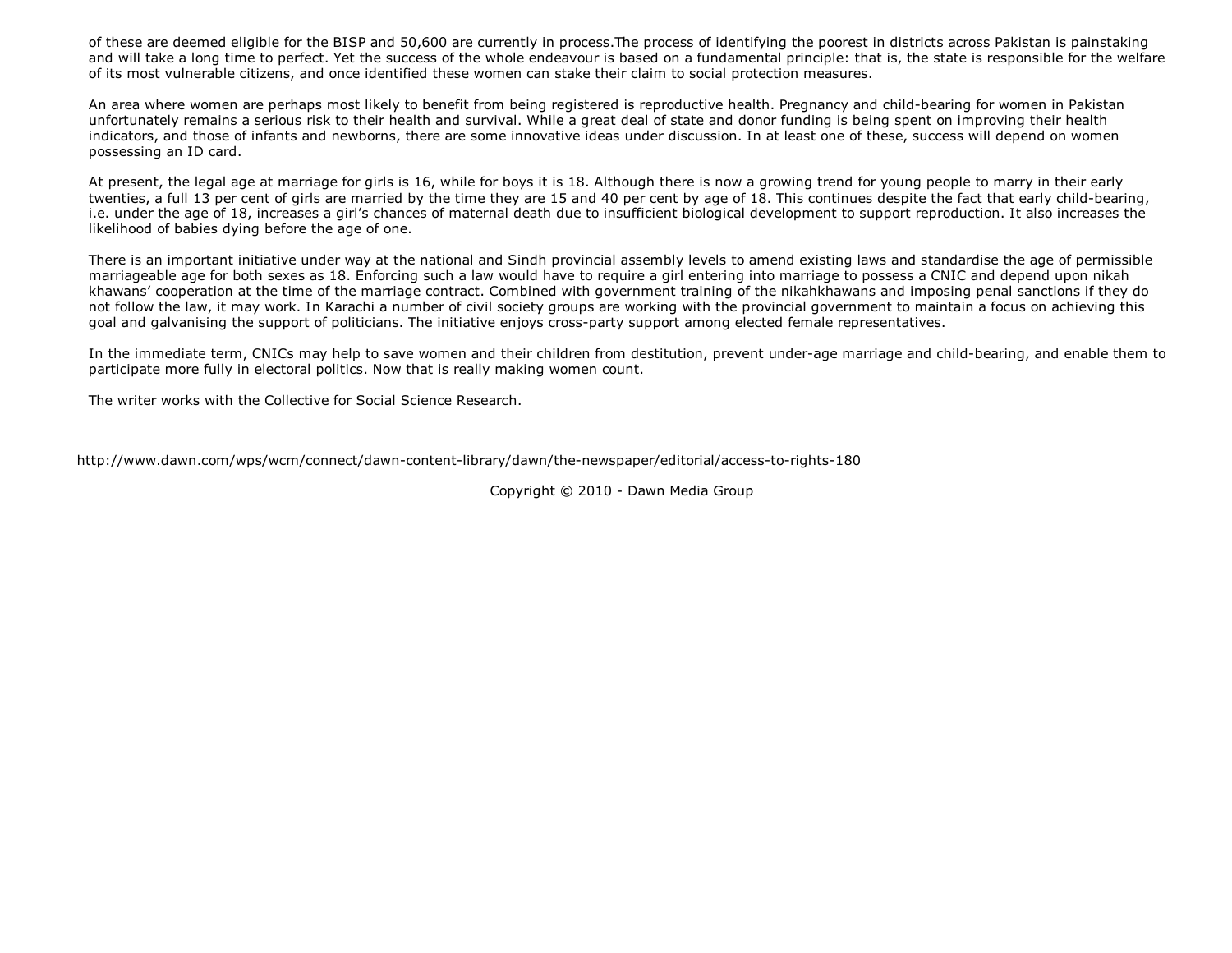of these are deemed eligible for the BISP and 50,600 are currently in process.The process of identifying the poorest in districts across Pakistan is painstaking and will take a long time to perfect. Yet the success of the whole endeavour is based on a fundamental principle: that is, the state is responsible for the welfare of its most vulnerable citizens, and once identified these women can stake their claim to social protection measures.

An area where women are perhaps most likely to benefit from being registered is reproductive health. Pregnancy and child-bearing for women in Pakistan unfortunately remains a serious risk to their health and survival. While a great deal of state and donor funding is being spent on improving their health indicators, and those of infants and newborns, there are some innovative ideas under discussion. In at least one of these, success will depend on women possessing an ID card.

At present, the legal age at marriage for girls is 16, while for boys it is 18. Although there is now a growing trend for young people to marry in their early twenties, a full 13 per cent of girls are married by the time they are 15 and 40 per cent by age of 18. This continues despite the fact that early child-bearing, i.e. under the age of 18, increases a girl's chances of maternal death due to insufficient biological development to support reproduction. It also increases the likelihood of babies dying before the age of one.

There is an important initiative under way at the national and Sindh provincial assembly levels to amend existing laws and standardise the age of permissible marriageable age for both sexes as 18. Enforcing such a law would have to require a girl entering into marriage to possess a CNIC and depend upon nikah khawans' cooperation at the time of the marriage contract. Combined with government training of the nikahkhawans and imposing penal sanctions if they do not follow the law, it may work. In Karachi a number of civil society groups are working with the provincial government to maintain a focus on achieving this goal and galvanising the support of politicians. The initiative enjoys cross-party support among elected female representatives.

In the immediate term, CNICs may help to save women and their children from destitution, prevent under-age marriage and child-bearing, and enable them to participate more fully in electoral politics. Now that is really making women count.

The writer works with the Collective for Social Science Research.

http://www.dawn.com/wps/wcm/connect/dawn-content-library/dawn/the-newspaper/editorial/access-to-rights-180

Copyright © 2010 - Dawn Media Group